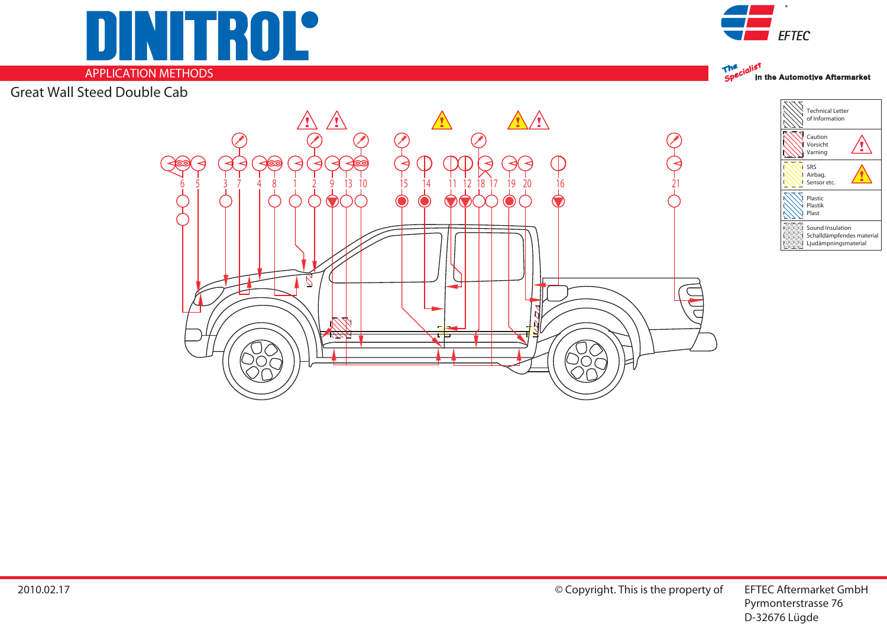# DINITROL

APPLICATION METHODS

## Great Wall Steed Double Cab

6 5 3 7 4 8 1 2 9 13 10 15 14 11 12 18 17 19 20 16 21

| | |
|---|---|
| Technical Letter of Information | |
| Caution Vorsicht Varning | |
| SRS Airbag, Sensor etc. | |
| Plastic Plastik Plast | |
| Sound Insulation Schalldämpfendes material Ljudämpningsmaterial | |

EFTEC

The Specialist In the Automotive Aftermarket

2010.02.17

© Copyright. This is the property of EFTEC Aftermarket GmbH
Pyrmonterstrasse 76
D-32676 Lügde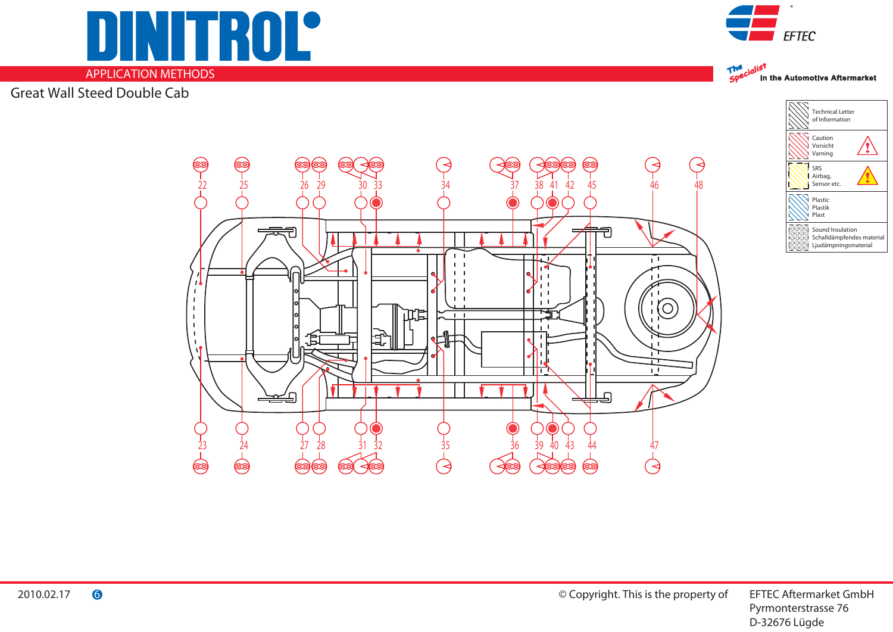# DINITROL

APPLICATION METHODS

## Great Wall Steed Double Cab

| | |
|---|---|
| Technical Letter of Information | |
| Caution Vorsicht Varning | |
| SRS Airbag, Sensor etc. | |
| Plastic Plastik Plast | |
| Sound Insulation Schalldämpfendes material Ljudämpningsmaterial | |

22 25 26 29 30 33 34 37 38 41 42 45 46 48

23 24 27 28 31 32 35 36 39 40 43 44 47

2010.02.17

© Copyright. This is the property of EFTEC Aftermarket GmbH
Pyrmonterstrasse 76
D-32676 Lügde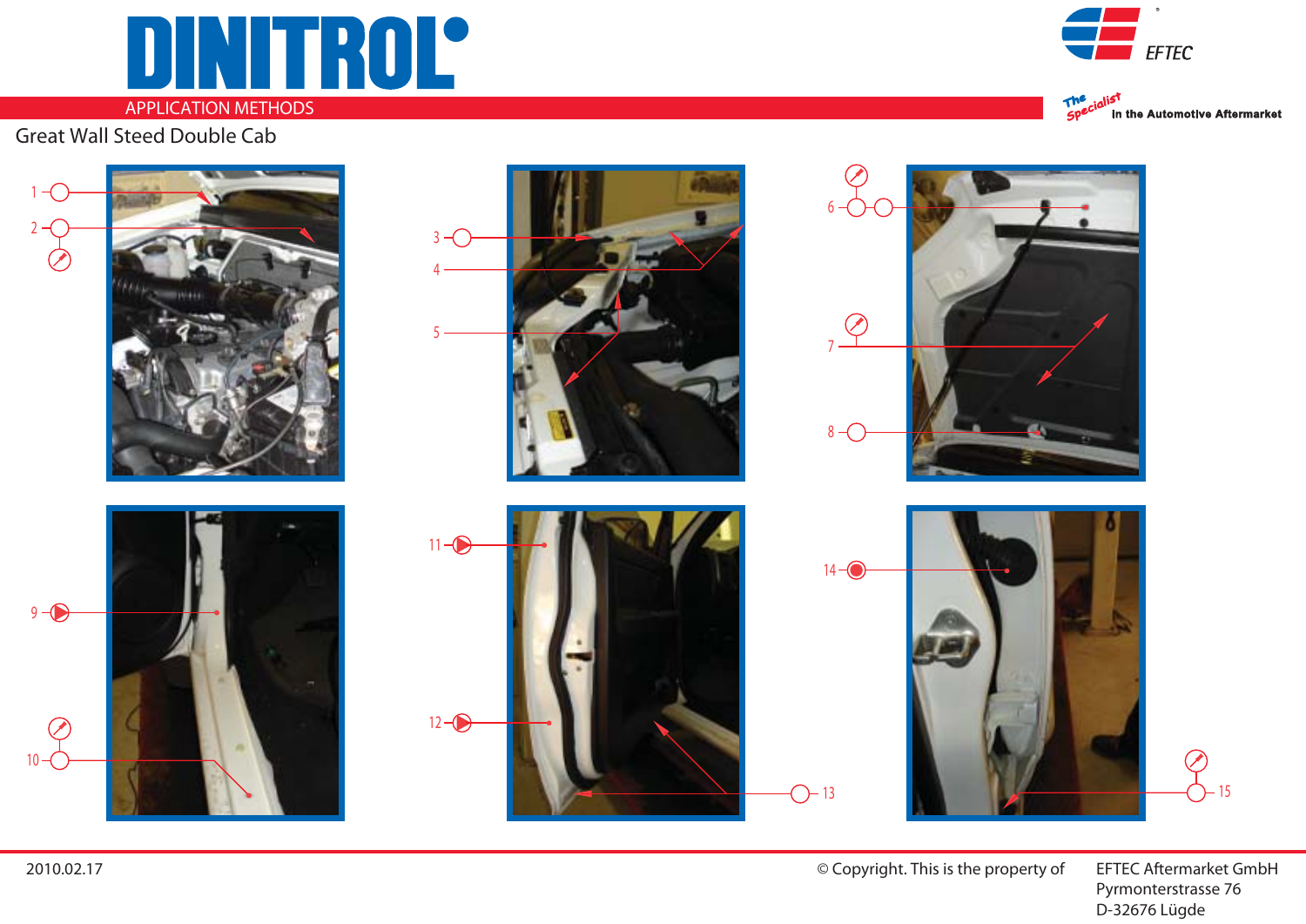# DINITROL

APPLICATION METHODS

EFTEC

The Specialist In the Automotive Aftermarket

## Great Wall Steed Double Cab

1
2
3
4
5
6
7
8
9
10
11
12
13
14
15

2010.02.17

© Copyright. This is the property of EFTEC Aftermarket GmbH
Pyrmonterstrasse 76
D-32676 Lügde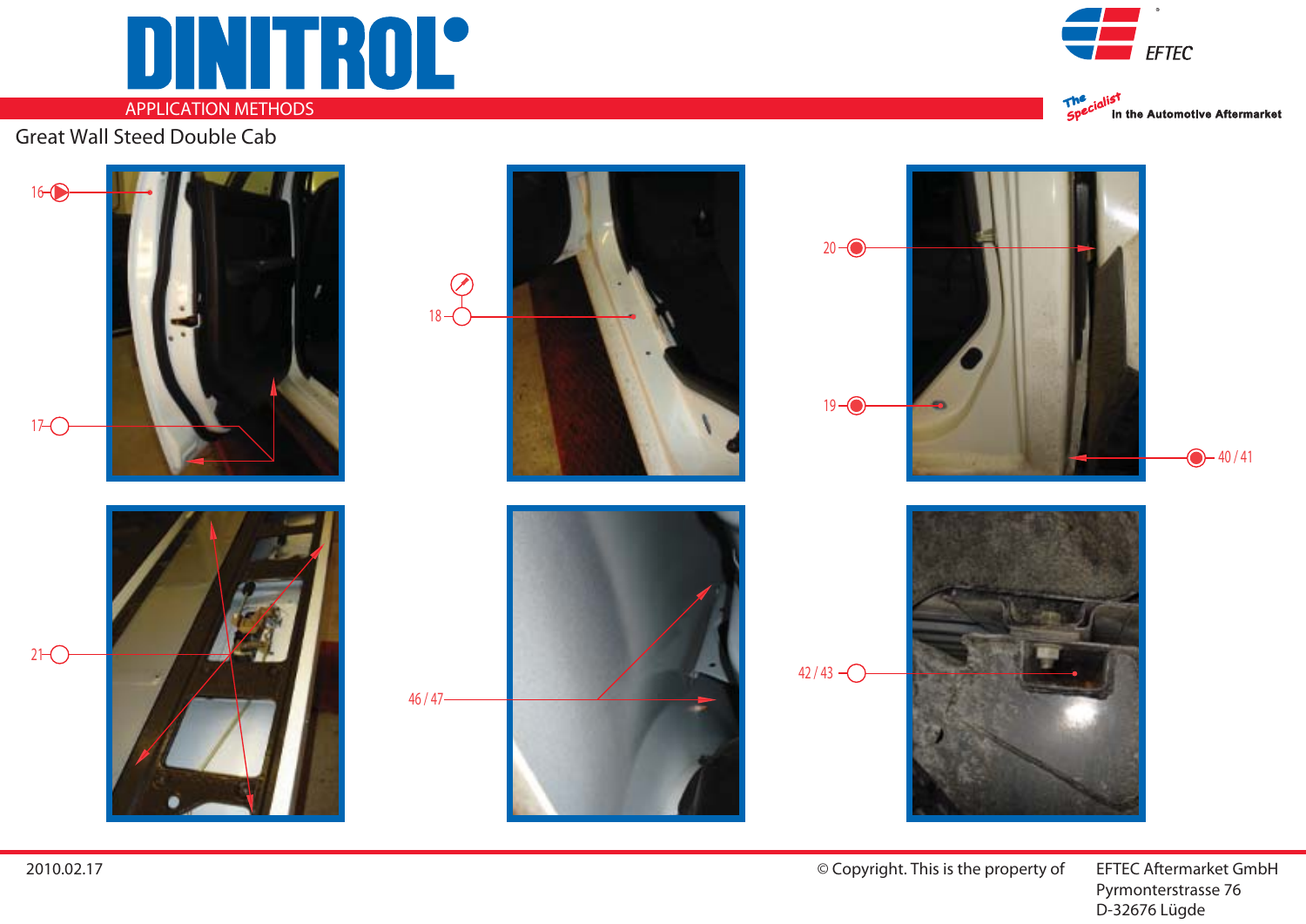# DINITROL

APPLICATION METHODS

## Great Wall Steed Double Cab

16

17

18

20

19

40 / 41

21

46 / 47

42 / 43

2010.02.17

© Copyright. This is the property of EFTEC Aftermarket GmbH
Pyrmonterstrasse 76
D-32676 Lügde